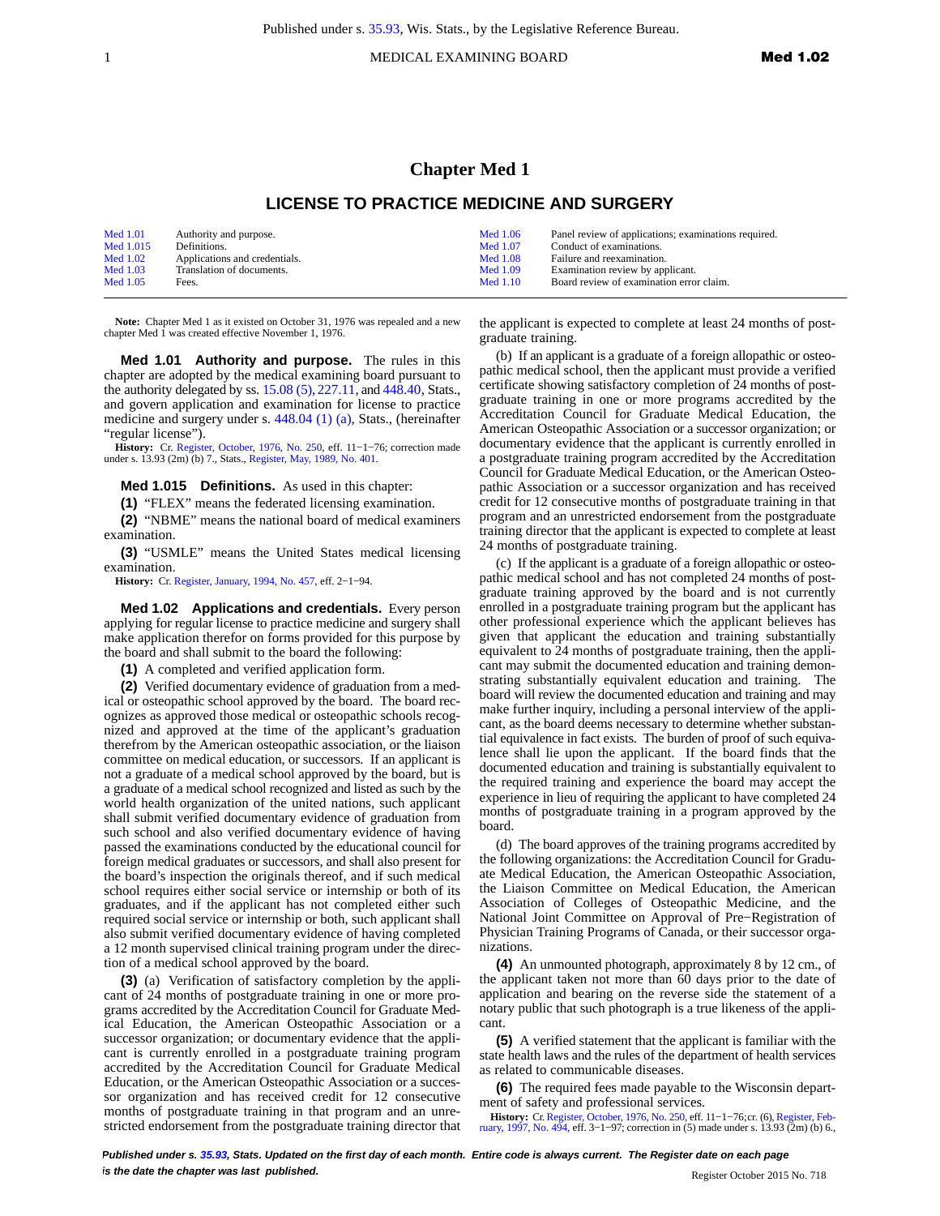# Chapter Med 1

## LICENSE TO PRACTICE MEDICINE AND SURGERY

| | | | |
|---|---|---|---|
| Med 1.01 | Authority and purpose. | Med 1.06 | Panel review of applications; examinations required. |
| Med 1.015 | Definitions. | Med 1.07 | Conduct of examinations. |
| Med 1.02 | Applications and credentials. | Med 1.08 | Failure and reexamination. |
| Med 1.03 | Translation of documents. | Med 1.09 | Examination review by applicant. |
| Med 1.05 | Fees. | Med 1.10 | Board review of examination error claim. |

**Note:** Chapter Med 1 as it existed on October 31, 1976 was repealed and a new chapter Med 1 was created effective November 1, 1976.

**Med 1.01 Authority and purpose.** The rules in this chapter are adopted by the medical examining board pursuant to the authority delegated by ss. 15.08 (5), 227.11, and 448.40, Stats., and govern application and examination for license to practice medicine and surgery under s. 448.04 (1) (a), Stats., (hereinafter "regular license").

**History:** Cr. Register, October, 1976, No. 250, eff. 11−1−76; correction made under s. 13.93 (2m) (b) 7., Stats., Register, May, 1989, No. 401.

**Med 1.015 Definitions.** As used in this chapter:

**(1)** "FLEX" means the federated licensing examination.

**(2)** "NBME" means the national board of medical examiners examination.

**(3)** "USMLE" means the United States medical licensing examination.

**History:** Cr. Register, January, 1994, No. 457, eff. 2−1−94.

**Med 1.02 Applications and credentials.** Every person applying for regular license to practice medicine and surgery shall make application therefor on forms provided for this purpose by the board and shall submit to the board the following:

**(1)** A completed and verified application form.

**(2)** Verified documentary evidence of graduation from a medical or osteopathic school approved by the board. The board recognizes as approved those medical or osteopathic schools recognized and approved at the time of the applicant's graduation therefrom by the American osteopathic association, or the liaison committee on medical education, or successors. If an applicant is not a graduate of a medical school approved by the board, but is a graduate of a medical school recognized and listed as such by the world health organization of the united nations, such applicant shall submit verified documentary evidence of graduation from such school and also verified documentary evidence of having passed the examinations conducted by the educational council for foreign medical graduates or successors, and shall also present for the board's inspection the originals thereof, and if such medical school requires either social service or internship or both of its graduates, and if the applicant has not completed either such required social service or internship or both, such applicant shall also submit verified documentary evidence of having completed a 12 month supervised clinical training program under the direction of a medical school approved by the board.

**(3)** (a) Verification of satisfactory completion by the applicant of 24 months of postgraduate training in one or more programs accredited by the Accreditation Council for Graduate Medical Education, the American Osteopathic Association or a successor organization; or documentary evidence that the applicant is currently enrolled in a postgraduate training program accredited by the Accreditation Council for Graduate Medical Education, or the American Osteopathic Association or a successor organization and has received credit for 12 consecutive months of postgraduate training in that program and an unrestricted endorsement from the postgraduate training director that the applicant is expected to complete at least 24 months of postgraduate training.

(b) If an applicant is a graduate of a foreign allopathic or osteopathic medical school, then the applicant must provide a verified certificate showing satisfactory completion of 24 months of postgraduate training in one or more programs accredited by the Accreditation Council for Graduate Medical Education, the American Osteopathic Association or a successor organization; or documentary evidence that the applicant is currently enrolled in a postgraduate training program accredited by the Accreditation Council for Graduate Medical Education, or the American Osteopathic Association or a successor organization and has received credit for 12 consecutive months of postgraduate training in that program and an unrestricted endorsement from the postgraduate training director that the applicant is expected to complete at least 24 months of postgraduate training.

(c) If the applicant is a graduate of a foreign allopathic or osteopathic medical school and has not completed 24 months of postgraduate training approved by the board and is not currently enrolled in a postgraduate training program but the applicant has other professional experience which the applicant believes has given that applicant the education and training substantially equivalent to 24 months of postgraduate training, then the applicant may submit the documented education and training demonstrating substantially equivalent education and training. The board will review the documented education and training and may make further inquiry, including a personal interview of the applicant, as the board deems necessary to determine whether substantial equivalence in fact exists. The burden of proof of such equivalence shall lie upon the applicant. If the board finds that the documented education and training is substantially equivalent to the required training and experience the board may accept the experience in lieu of requiring the applicant to have completed 24 months of postgraduate training in a program approved by the board.

(d) The board approves of the training programs accredited by the following organizations: the Accreditation Council for Graduate Medical Education, the American Osteopathic Association, the Liaison Committee on Medical Education, the American Association of Colleges of Osteopathic Medicine, and the National Joint Committee on Approval of Pre−Registration of Physician Training Programs of Canada, or their successor organizations.

**(4)** An unmounted photograph, approximately 8 by 12 cm., of the applicant taken not more than 60 days prior to the date of application and bearing on the reverse side the statement of a notary public that such photograph is a true likeness of the applicant.

**(5)** A verified statement that the applicant is familiar with the state health laws and the rules of the department of health services as related to communicable diseases.

**(6)** The required fees made payable to the Wisconsin department of safety and professional services.

**History:** Cr. Register, October, 1976, No. 250, eff. 11−1−76; cr. (6), Register, February, 1997, No. 494, eff. 3−1−97; correction in (5) made under s. 13.93 (2m) (b) 6.,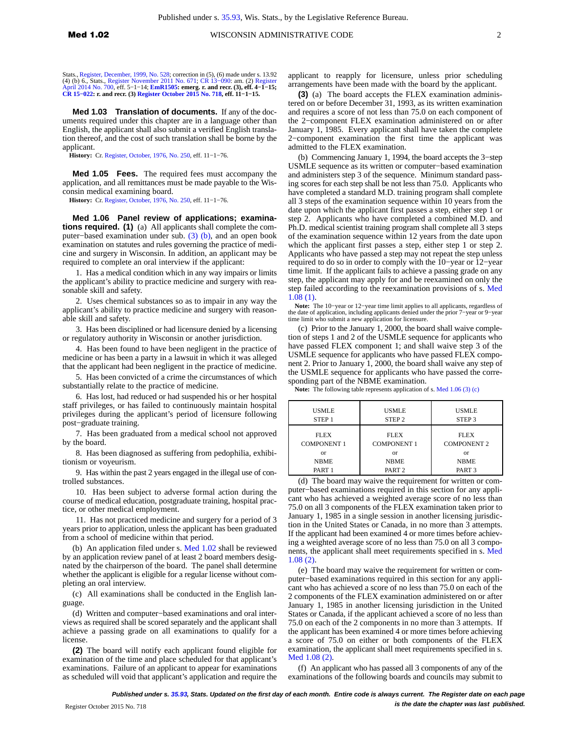Stats., Register, December, 1999, No. 528; correction in (5), (6) made under s. 13.92 (4) (b) 6., Stats., Register November 2011 No. 671; CR 13−090: am. (2) Register April 2014 No. 700, eff. 5−1−14; **EmR1505: emerg. r. and recr. (3), eff. 4−1−15; CR 15−022: r. and recr. (3) Register October 2015 No. 718, eff. 11−1−15.**

**Med 1.03 Translation of documents.** If any of the documents required under this chapter are in a language other than English, the applicant shall also submit a verified English translation thereof, and the cost of such translation shall be borne by the applicant.

**History:** Cr. Register, October, 1976, No. 250, eff. 11−1−76.

**Med 1.05 Fees.** The required fees must accompany the application, and all remittances must be made payable to the Wisconsin medical examining board.

**History:** Cr. Register, October, 1976, No. 250, eff. 11−1−76.

**Med 1.06 Panel review of applications; examinations required. (1)** (a) All applicants shall complete the computer−based examination under sub. (3) (b), and an open book examination on statutes and rules governing the practice of medicine and surgery in Wisconsin. In addition, an applicant may be required to complete an oral interview if the applicant:

1. Has a medical condition which in any way impairs or limits the applicant's ability to practice medicine and surgery with reasonable skill and safety.

2. Uses chemical substances so as to impair in any way the applicant's ability to practice medicine and surgery with reasonable skill and safety.

3. Has been disciplined or had licensure denied by a licensing or regulatory authority in Wisconsin or another jurisdiction.

4. Has been found to have been negligent in the practice of medicine or has been a party in a lawsuit in which it was alleged that the applicant had been negligent in the practice of medicine.

5. Has been convicted of a crime the circumstances of which substantially relate to the practice of medicine.

6. Has lost, had reduced or had suspended his or her hospital staff privileges, or has failed to continuously maintain hospital privileges during the applicant's period of licensure following post−graduate training.

7. Has been graduated from a medical school not approved by the board.

8. Has been diagnosed as suffering from pedophilia, exhibitionism or voyeurism.

9. Has within the past 2 years engaged in the illegal use of controlled substances.

10. Has been subject to adverse formal action during the course of medical education, postgraduate training, hospital practice, or other medical employment.

11. Has not practiced medicine and surgery for a period of 3 years prior to application, unless the applicant has been graduated from a school of medicine within that period.

(b) An application filed under s. Med 1.02 shall be reviewed by an application review panel of at least 2 board members designated by the chairperson of the board. The panel shall determine whether the applicant is eligible for a regular license without completing an oral interview.

(c) All examinations shall be conducted in the English language.

(d) Written and computer−based examinations and oral interviews as required shall be scored separately and the applicant shall achieve a passing grade on all examinations to qualify for a license.

**(2)** The board will notify each applicant found eligible for examination of the time and place scheduled for that applicant's examinations. Failure of an applicant to appear for examinations as scheduled will void that applicant's application and require the applicant to reapply for licensure, unless prior scheduling arrangements have been made with the board by the applicant.

**(3)** (a) The board accepts the FLEX examination administered on or before December 31, 1993, as its written examination and requires a score of not less than 75.0 on each component of the 2−component FLEX examination administered on or after January 1, 1985. Every applicant shall have taken the complete 2−component examination the first time the applicant was admitted to the FLEX examination.

(b) Commencing January 1, 1994, the board accepts the 3−step USMLE sequence as its written or computer−based examination and administers step 3 of the sequence. Minimum standard passing scores for each step shall be not less than 75.0. Applicants who have completed a standard M.D. training program shall complete all 3 steps of the examination sequence within 10 years from the date upon which the applicant first passes a step, either step 1 or step 2. Applicants who have completed a combined M.D. and Ph.D. medical scientist training program shall complete all 3 steps of the examination sequence within 12 years from the date upon which the applicant first passes a step, either step 1 or step 2. Applicants who have passed a step may not repeat the step unless required to do so in order to comply with the 10−year or 12−year time limit. If the applicant fails to achieve a passing grade on any step, the applicant may apply for and be reexamined on only the step failed according to the reexamination provisions of s. Med 1.08 (1).

**Note:** The 10−year or 12−year time limit applies to all applicants, regardless of the date of application, including applicants denied under the prior 7−year or 9−year time limit who submit a new application for licensure.

(c) Prior to the January 1, 2000, the board shall waive completion of steps 1 and 2 of the USMLE sequence for applicants who have passed FLEX component 1; and shall waive step 3 of the USMLE sequence for applicants who have passed FLEX component 2. Prior to January 1, 2000, the board shall waive any step of the USMLE sequence for applicants who have passed the corresponding part of the NBME examination.

**Note:** The following table represents application of s. Med 1.06 (3) (c)

| USMLE STEP 1 | USMLE STEP 2 | USMLE STEP 3 |
|---|---|---|
| FLEX COMPONENT 1 or NBME PART 1 | FLEX COMPONENT 1 or NBME PART 2 | FLEX COMPONENT 2 or NBME PART 3 |

(d) The board may waive the requirement for written or computer−based examinations required in this section for any applicant who has achieved a weighted average score of no less than 75.0 on all 3 components of the FLEX examination taken prior to January 1, 1985 in a single session in another licensing jurisdiction in the United States or Canada, in no more than 3 attempts. If the applicant had been examined 4 or more times before achieving a weighted average score of no less than 75.0 on all 3 components, the applicant shall meet requirements specified in s. Med 1.08 (2).

(e) The board may waive the requirement for written or computer−based examinations required in this section for any applicant who has achieved a score of no less than 75.0 on each of the 2 components of the FLEX examination administered on or after January 1, 1985 in another licensing jurisdiction in the United States or Canada, if the applicant achieved a score of no less than 75.0 on each of the 2 components in no more than 3 attempts. If the applicant has been examined 4 or more times before achieving a score of 75.0 on either or both components of the FLEX examination, the applicant shall meet requirements specified in s. Med 1.08 (2).

(f) An applicant who has passed all 3 components of any of the examinations of the following boards and councils may submit to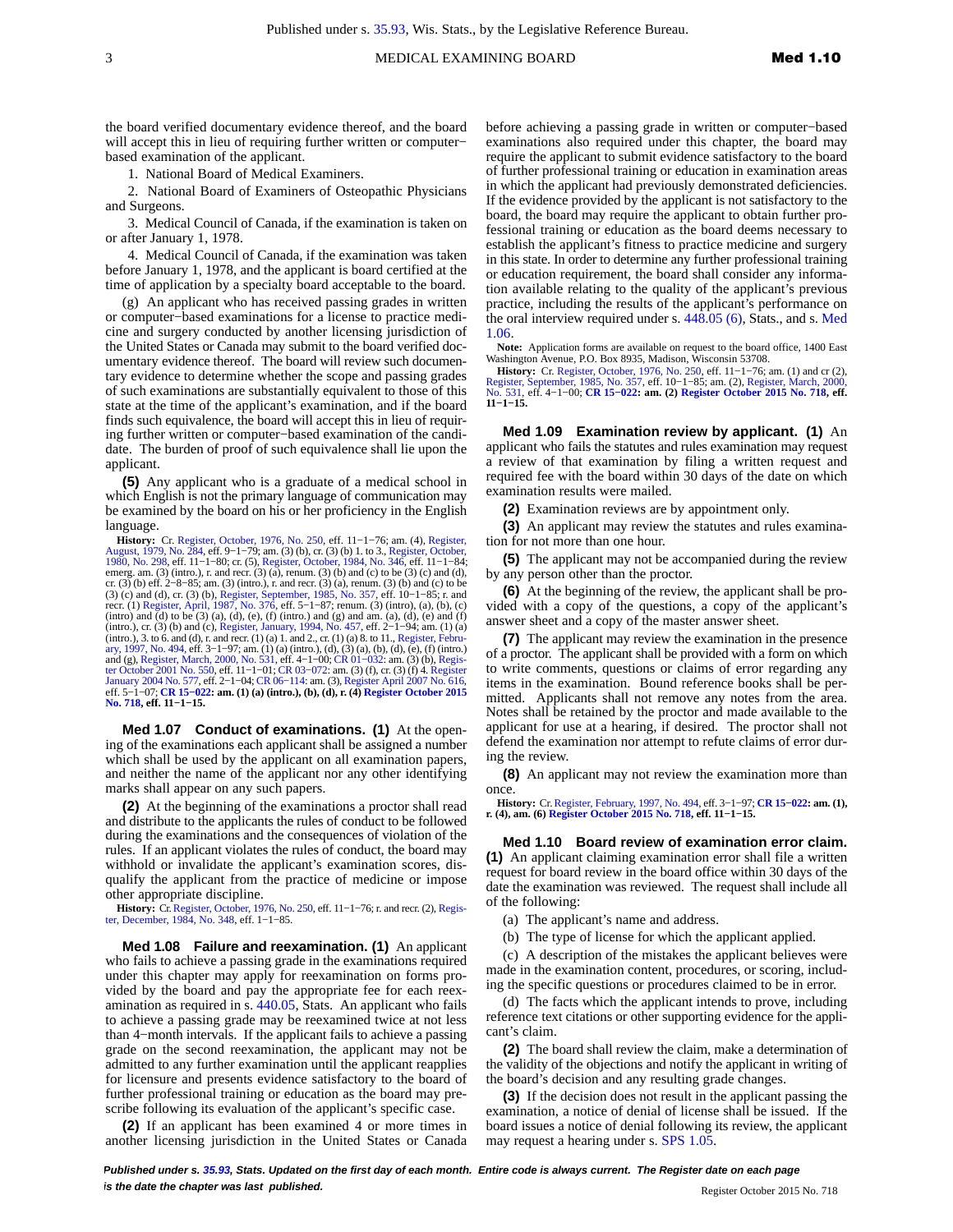the board verified documentary evidence thereof, and the board will accept this in lieu of requiring further written or computer−based examination of the applicant.

1. National Board of Medical Examiners.

2. National Board of Examiners of Osteopathic Physicians and Surgeons.

3. Medical Council of Canada, if the examination is taken on or after January 1, 1978.

4. Medical Council of Canada, if the examination was taken before January 1, 1978, and the applicant is board certified at the time of application by a specialty board acceptable to the board.

(g) An applicant who has received passing grades in written or computer−based examinations for a license to practice medicine and surgery conducted by another licensing jurisdiction of the United States or Canada may submit to the board verified documentary evidence thereof. The board will review such documentary evidence to determine whether the scope and passing grades of such examinations are substantially equivalent to those of this state at the time of the applicant's examination, and if the board finds such equivalence, the board will accept this in lieu of requiring further written or computer−based examination of the candidate. The burden of proof of such equivalence shall lie upon the applicant.

**(5)** Any applicant who is a graduate of a medical school in which English is not the primary language of communication may be examined by the board on his or her proficiency in the English language.

**History:** Cr. Register, October, 1976, No. 250, eff. 11−1−76; am. (4), Register, August, 1979, No. 284, eff. 9−1−79; am. (3) (b), cr. (3) (b) 1. to 3., Register, October, 1980, No. 298, eff. 11−1−80; cr. (5), Register, October, 1984, No. 346, eff. 11−1−84; emerg. am. (3) (intro.), r. and recr. (3) (a), renum. (3) (b) and (c) to be (3) (c) and (d), cr. (3) (b) eff. 2−8−85; am. (3) (intro.), r. and recr. (3) (a), renum. (3) (b) and (c) to be (3) (c) and (d), cr. (3) (b), Register, September, 1985, No. 357, eff. 10−1−85; r. and recr. (1) Register, April, 1987, No. 376, eff. 5−1−87; renum. (3) (intro), (a), (b), (c) (intro) and (d) to be (3) (a), (d), (e), (f) (intro.) and (g) and am. (a), (d), (e) and (f) (intro.), cr. (3) (b) and (c), Register, January, 1994, No. 457, eff. 2−1−94; am. (1) (a) (intro.), 3. to 6. and (d), r. and recr. (1) (a) 1. and 2., cr. (1) (a) 8. to 11., Register, February, 1997, No. 494, eff. 3−1−97; am. (1) (a) (intro.), (d), (3) (a), (b), (d), (e), (f) (intro.) and (g), Register, March, 2000, No. 531, eff. 4−1−00; CR 01−032: am. (3) (b), Register October 2001 No. 550, eff. 11−1−01; CR 03−072: am. (3) (f), cr. (3) (f) 4. Register January 2004 No. 577, eff. 2−1−04; CR 06−114: am. (3), Register April 2007 No. 616, eff. 5−1−07; **CR 15−022: am. (1) (a) (intro.), (b), (d), r. (4) Register October 2015 No. 718, eff. 11−1−15.**

## Med 1.07 Conduct of examinations.

**(1)** At the opening of the examinations each applicant shall be assigned a number which shall be used by the applicant on all examination papers, and neither the name of the applicant nor any other identifying marks shall appear on any such papers.

**(2)** At the beginning of the examinations a proctor shall read and distribute to the applicants the rules of conduct to be followed during the examinations and the consequences of violation of the rules. If an applicant violates the rules of conduct, the board may withhold or invalidate the applicant's examination scores, disqualify the applicant from the practice of medicine or impose other appropriate discipline.

**History:** Cr. Register, October, 1976, No. 250, eff. 11−1−76; r. and recr. (2), Register, December, 1984, No. 348, eff. 1−1−85.

## Med 1.08 Failure and reexamination.

**(1)** An applicant who fails to achieve a passing grade in the examinations required under this chapter may apply for reexamination on forms provided by the board and pay the appropriate fee for each reexamination as required in s. 440.05, Stats. An applicant who fails to achieve a passing grade may be reexamined twice at not less than 4−month intervals. If the applicant fails to achieve a passing grade on the second reexamination, the applicant may not be admitted to any further examination until the applicant reapplies for licensure and presents evidence satisfactory to the board of further professional training or education as the board may prescribe following its evaluation of the applicant's specific case.

**(2)** If an applicant has been examined 4 or more times in another licensing jurisdiction in the United States or Canada before achieving a passing grade in written or computer−based examinations also required under this chapter, the board may require the applicant to submit evidence satisfactory to the board of further professional training or education in examination areas in which the applicant had previously demonstrated deficiencies. If the evidence provided by the applicant is not satisfactory to the board, the board may require the applicant to obtain further professional training or education as the board deems necessary to establish the applicant's fitness to practice medicine and surgery in this state. In order to determine any further professional training or education requirement, the board shall consider any information available relating to the quality of the applicant's previous practice, including the results of the applicant's performance on the oral interview required under s. 448.05 (6), Stats., and s. Med 1.06.

**Note:** Application forms are available on request to the board office, 1400 East Washington Avenue, P.O. Box 8935, Madison, Wisconsin 53708.

**History:** Cr. Register, October, 1976, No. 250, eff. 11−1−76; am. (1) and cr (2), Register, September, 1985, No. 357, eff. 10−1−85; am. (2), Register, March, 2000, No. 531, eff. 4−1−00; **CR 15−022: am. (2) Register October 2015 No. 718, eff. 11−1−15.**

## Med 1.09 Examination review by applicant.

**(1)** An applicant who fails the statutes and rules examination may request a review of that examination by filing a written request and required fee with the board within 30 days of the date on which examination results were mailed.

**(2)** Examination reviews are by appointment only.

**(3)** An applicant may review the statutes and rules examination for not more than one hour.

**(5)** The applicant may not be accompanied during the review by any person other than the proctor.

**(6)** At the beginning of the review, the applicant shall be provided with a copy of the questions, a copy of the applicant's answer sheet and a copy of the master answer sheet.

**(7)** The applicant may review the examination in the presence of a proctor. The applicant shall be provided with a form on which to write comments, questions or claims of error regarding any items in the examination. Bound reference books shall be permitted. Applicants shall not remove any notes from the area. Notes shall be retained by the proctor and made available to the applicant for use at a hearing, if desired. The proctor shall not defend the examination nor attempt to refute claims of error during the review.

**(8)** An applicant may not review the examination more than once.

**History:** Cr. Register, February, 1997, No. 494, eff. 3−1−97; **CR 15−022: am. (1), r. (4), am. (6) Register October 2015 No. 718, eff. 11−1−15.**

## Med 1.10 Board review of examination error claim.

**(1)** An applicant claiming examination error shall file a written request for board review in the board office within 30 days of the date the examination was reviewed. The request shall include all of the following:

(a) The applicant's name and address.

(b) The type of license for which the applicant applied.

(c) A description of the mistakes the applicant believes were made in the examination content, procedures, or scoring, including the specific questions or procedures claimed to be in error.

(d) The facts which the applicant intends to prove, including reference text citations or other supporting evidence for the applicant's claim.

**(2)** The board shall review the claim, make a determination of the validity of the objections and notify the applicant in writing of the board's decision and any resulting grade changes.

**(3)** If the decision does not result in the applicant passing the examination, a notice of denial of license shall be issued. If the board issues a notice of denial following its review, the applicant may request a hearing under s. SPS 1.05.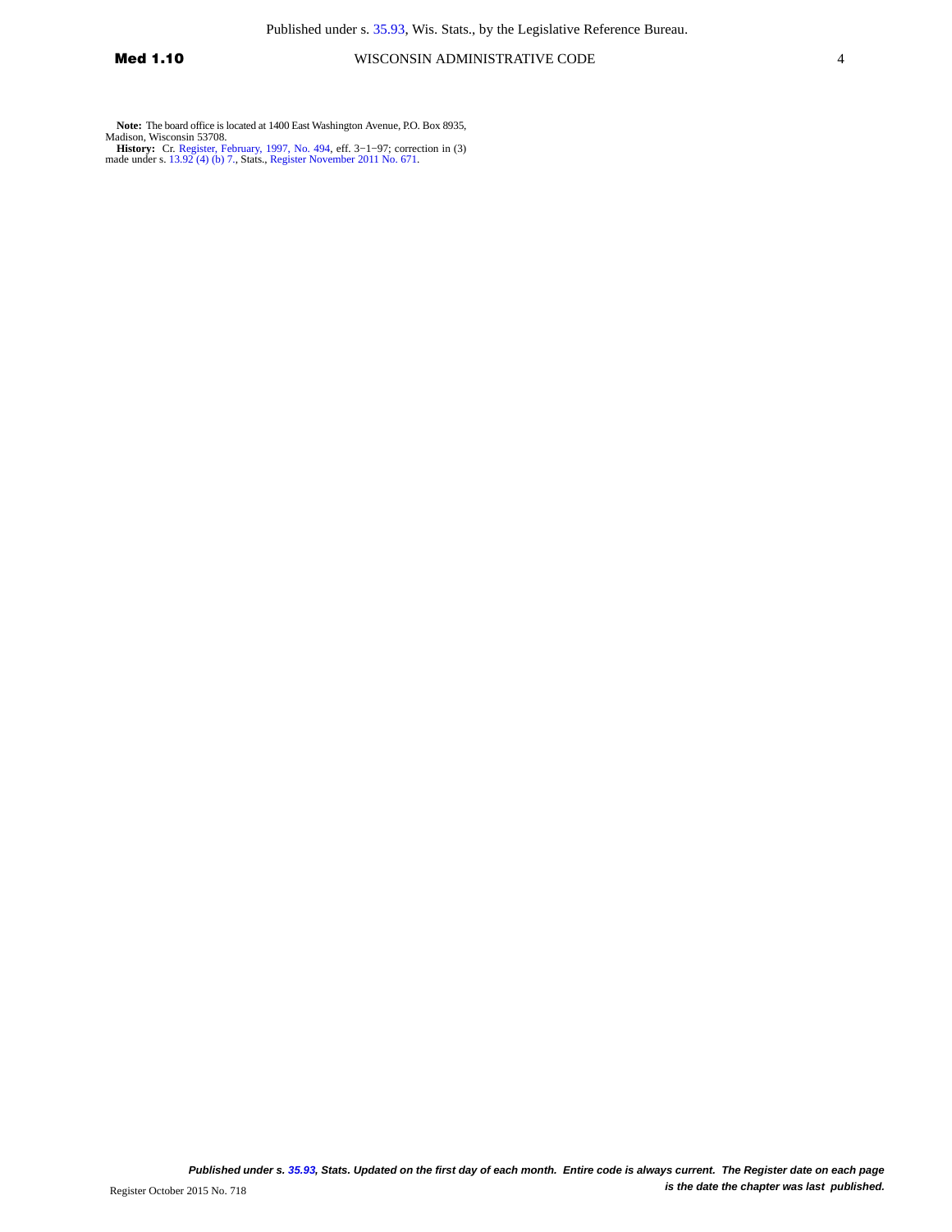**Note:** The board office is located at 1400 East Washington Avenue, P.O. Box 8935, Madison, Wisconsin 53708.

**History:** Cr. Register, February, 1997, No. 494, eff. 3−1−97; correction in (3) made under s. 13.92 (4) (b) 7., Stats., Register November 2011 No. 671.